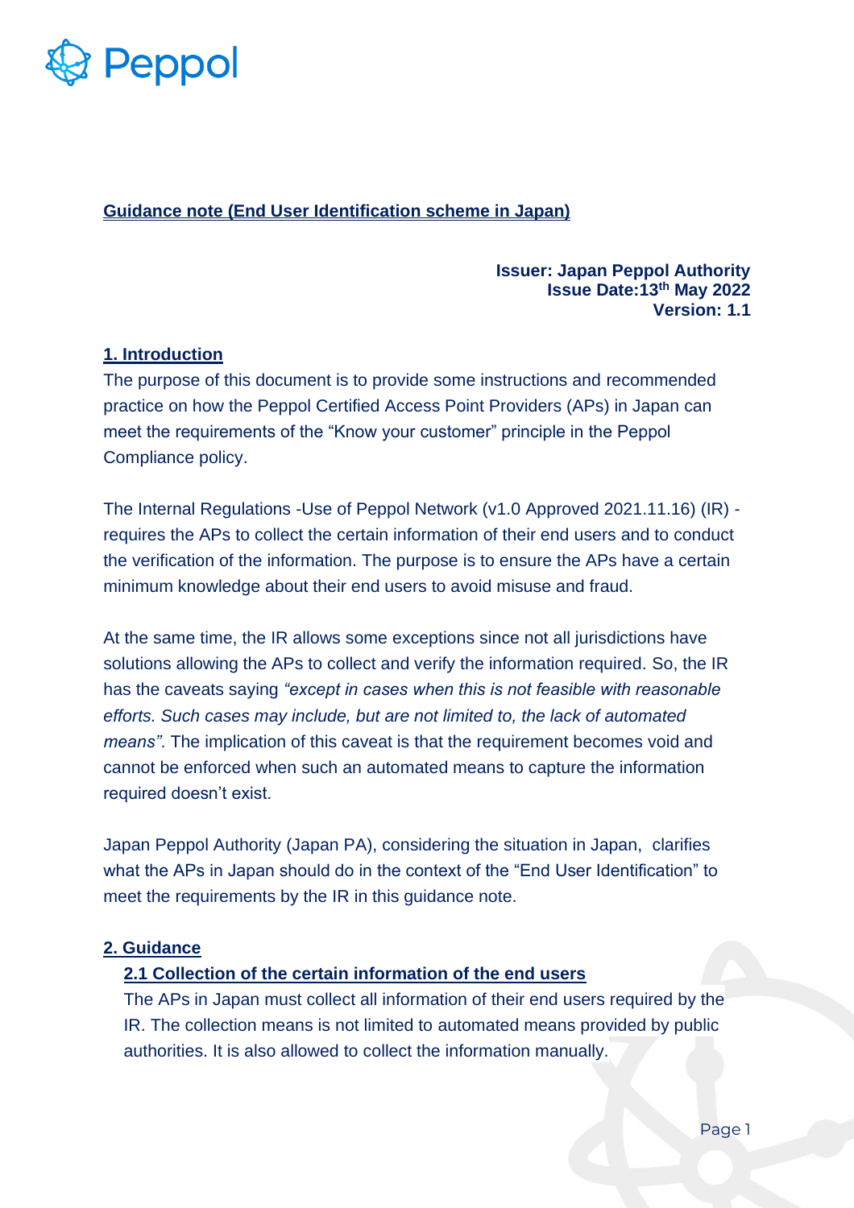## Guidance note (End User Identification scheme in Japan)

**Issuer: Japan Peppol Authority**
**Issue Date:13th May 2022**
**Version: 1.1**

### 1. Introduction

The purpose of this document is to provide some instructions and recommended practice on how the Peppol Certified Access Point Providers (APs) in Japan can meet the requirements of the "Know your customer" principle in the Peppol Compliance policy.

The Internal Regulations -Use of Peppol Network (v1.0 Approved 2021.11.16) (IR) - requires the APs to collect the certain information of their end users and to conduct the verification of the information. The purpose is to ensure the APs have a certain minimum knowledge about their end users to avoid misuse and fraud.

At the same time, the IR allows some exceptions since not all jurisdictions have solutions allowing the APs to collect and verify the information required. So, the IR has the caveats saying *"except in cases when this is not feasible with reasonable efforts. Such cases may include, but are not limited to, the lack of automated means"*. The implication of this caveat is that the requirement becomes void and cannot be enforced when such an automated means to capture the information required doesn't exist.

Japan Peppol Authority (Japan PA), considering the situation in Japan, clarifies what the APs in Japan should do in the context of the "End User Identification" to meet the requirements by the IR in this guidance note.

### 2. Guidance

#### 2.1 Collection of the certain information of the end users

The APs in Japan must collect all information of their end users required by the IR. The collection means is not limited to automated means provided by public authorities. It is also allowed to collect the information manually.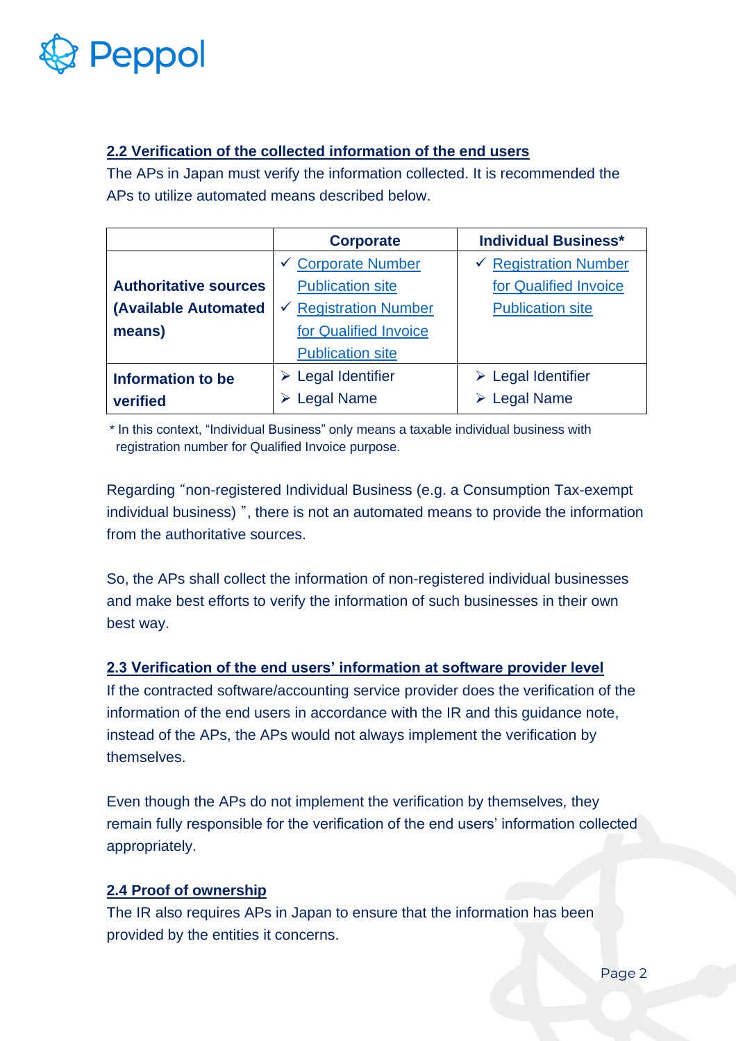### 2.2 Verification of the collected information of the end users

The APs in Japan must verify the information collected. It is recommended the APs to utilize automated means described below.

| | Corporate | Individual Business* |
|---|---|---|
| **Authoritative sources (Available Automated means)** | ✓ Corporate Number Publication site<br>✓ Registration Number for Qualified Invoice Publication site | ✓ Registration Number for Qualified Invoice Publication site |
| **Information to be verified** | ➢ Legal Identifier<br>➢ Legal Name | ➢ Legal Identifier<br>➢ Legal Name |

* In this context, "Individual Business" only means a taxable individual business with registration number for Qualified Invoice purpose.

Regarding "non-registered Individual Business (e.g. a Consumption Tax-exempt individual business) ", there is not an automated means to provide the information from the authoritative sources.

So, the APs shall collect the information of non-registered individual businesses and make best efforts to verify the information of such businesses in their own best way.

### 2.3 Verification of the end users' information at software provider level

If the contracted software/accounting service provider does the verification of the information of the end users in accordance with the IR and this guidance note, instead of the APs, the APs would not always implement the verification by themselves.

Even though the APs do not implement the verification by themselves, they remain fully responsible for the verification of the end users' information collected appropriately.

### 2.4 Proof of ownership

The IR also requires APs in Japan to ensure that the information has been provided by the entities it concerns.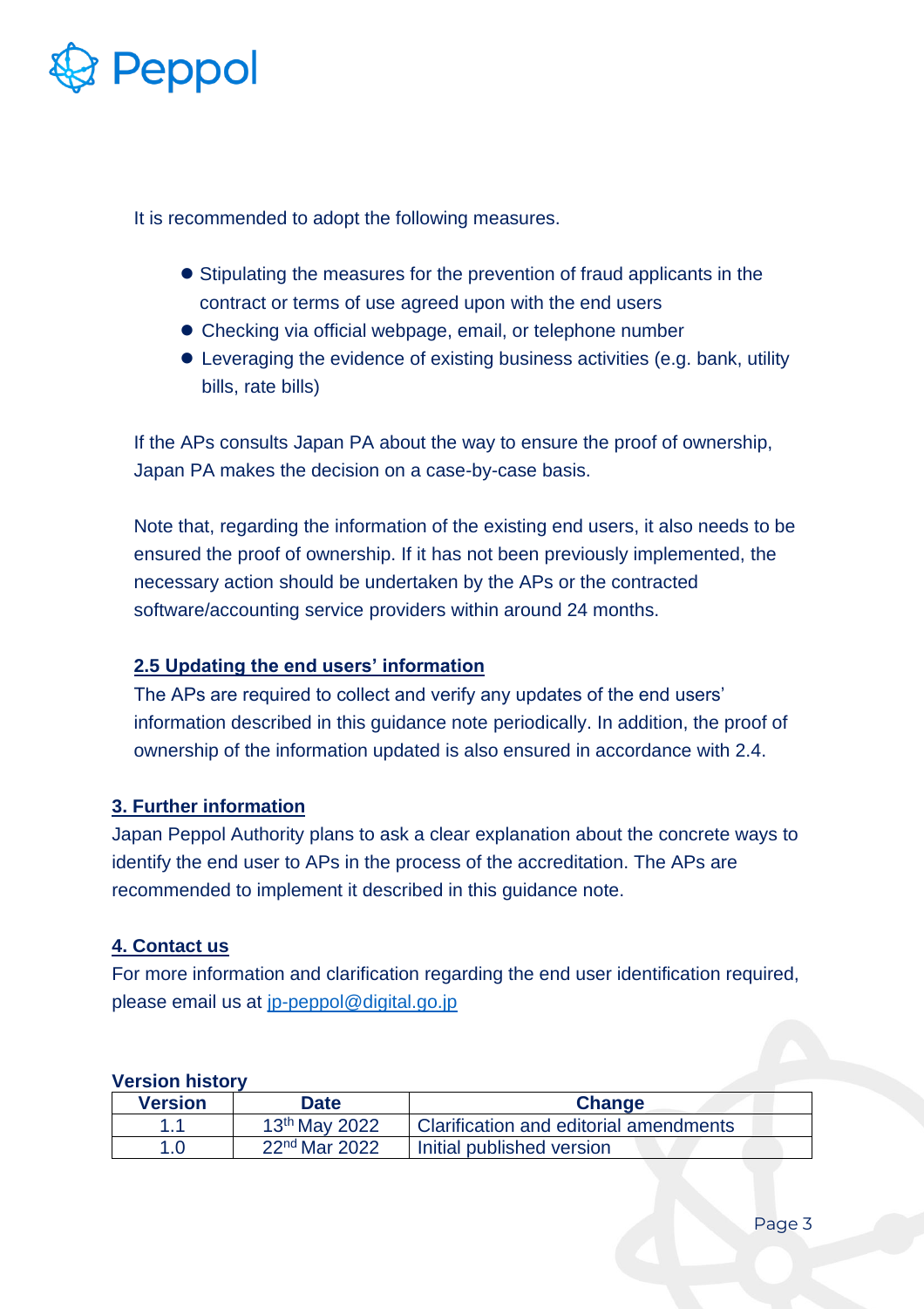It is recommended to adopt the following measures.

- Stipulating the measures for the prevention of fraud applicants in the contract or terms of use agreed upon with the end users
- Checking via official webpage, email, or telephone number
- Leveraging the evidence of existing business activities (e.g. bank, utility bills, rate bills)

If the APs consults Japan PA about the way to ensure the proof of ownership, Japan PA makes the decision on a case-by-case basis.

Note that, regarding the information of the existing end users, it also needs to be ensured the proof of ownership. If it has not been previously implemented, the necessary action should be undertaken by the APs or the contracted software/accounting service providers within around 24 months.

### 2.5 Updating the end users' information

The APs are required to collect and verify any updates of the end users' information described in this guidance note periodically. In addition, the proof of ownership of the information updated is also ensured in accordance with 2.4.

## 3. Further information

Japan Peppol Authority plans to ask a clear explanation about the concrete ways to identify the end user to APs in the process of the accreditation. The APs are recommended to implement it described in this guidance note.

## 4. Contact us

For more information and clarification regarding the end user identification required, please email us at jp-peppol@digital.go.jp

**Version history**

| Version | Date | Change |
|---|---|---|
| 1.1 | 13th May 2022 | Clarification and editorial amendments |
| 1.0 | 22nd Mar 2022 | Initial published version |